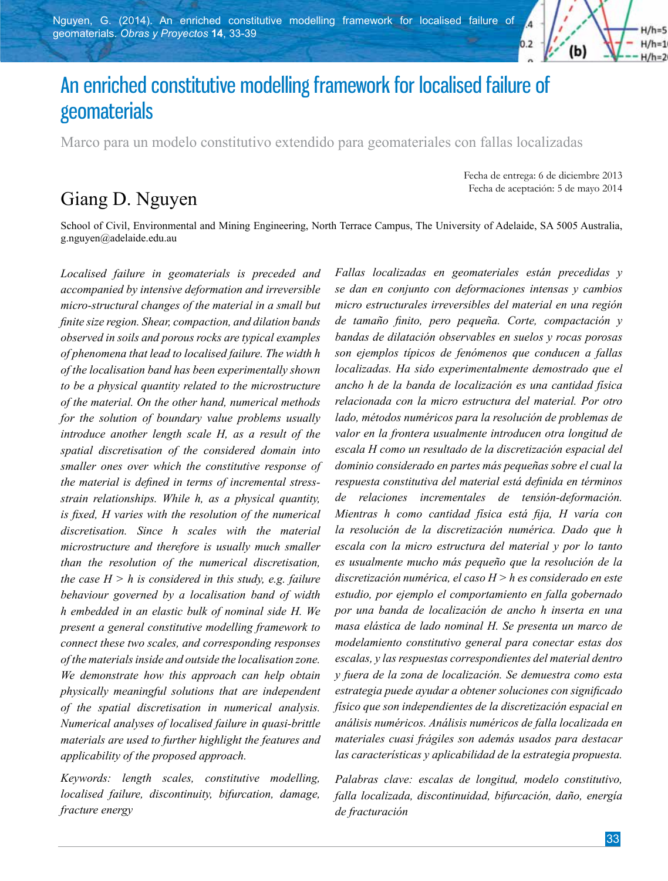# An enriched constitutive modelling framework for localised failure of geomaterials

Marco para un modelo constitutivo extendido para geomateriales con fallas localizadas

Fecha de entrega: 6 de diciembre 2013
Fecha de aceptación: 5 de mayo 2014

## Giang D. Nguyen

School of Civil, Environmental and Mining Engineering, North Terrace Campus, The University of Adelaide, SA 5005 Australia, g.nguyen@adelaide.edu.au

*Localised failure in geomaterials is preceded and accompanied by intensive deformation and irreversible micro-structural changes of the material in a small but finite size region. Shear, compaction, and dilation bands observed in soils and porous rocks are typical examples of phenomena that lead to localised failure. The width h of the localisation band has been experimentally shown to be a physical quantity related to the microstructure of the material. On the other hand, numerical methods for the solution of boundary value problems usually introduce another length scale H, as a result of the spatial discretisation of the considered domain into smaller ones over which the constitutive response of the material is defined in terms of incremental stress-strain relationships. While h, as a physical quantity, is fixed, H varies with the resolution of the numerical discretisation. Since h scales with the material microstructure and therefore is usually much smaller than the resolution of the numerical discretisation, the case H > h is considered in this study, e.g. failure behaviour governed by a localisation band of width h embedded in an elastic bulk of nominal side H. We present a general constitutive modelling framework to connect these two scales, and corresponding responses of the materials inside and outside the localisation zone. We demonstrate how this approach can help obtain physically meaningful solutions that are independent of the spatial discretisation in numerical analysis. Numerical analyses of localised failure in quasi-brittle materials are used to further highlight the features and applicability of the proposed approach.*

*Keywords: length scales, constitutive modelling, localised failure, discontinuity, bifurcation, damage, fracture energy*

*Fallas localizadas en geomateriales están precedidas y se dan en conjunto con deformaciones intensas y cambios micro estructurales irreversibles del material en una región de tamaño finito, pero pequeña. Corte, compactación y bandas de dilatación observables en suelos y rocas porosas son ejemplos típicos de fenómenos que conducen a fallas localizadas. Ha sido experimentalmente demostrado que el ancho h de la banda de localización es una cantidad física relacionada con la micro estructura del material. Por otro lado, métodos numéricos para la resolución de problemas de valor en la frontera usualmente introducen otra longitud de escala H como un resultado de la discretización espacial del dominio considerado en partes más pequeñas sobre el cual la respuesta constitutiva del material está definida en términos de relaciones incrementales de tensión-deformación. Mientras h como cantidad física está fija, H varía con la resolución de la discretización numérica. Dado que h escala con la micro estructura del material y por lo tanto es usualmente mucho más pequeño que la resolución de la discretización numérica, el caso H > h es considerado en este estudio, por ejemplo el comportamiento en falla gobernado por una banda de localización de ancho h inserta en una masa elástica de lado nominal H. Se presenta un marco de modelamiento constitutivo general para conectar estas dos escalas, y las respuestas correspondientes del material dentro y fuera de la zona de localización. Se demuestra como esta estrategia puede ayudar a obtener soluciones con significado físico que son independientes de la discretización espacial en análisis numéricos. Análisis numéricos de falla localizada en materiales cuasi frágiles son además usados para destacar las características y aplicabilidad de la estrategia propuesta.*

*Palabras clave: escalas de longitud, modelo constitutivo, falla localizada, discontinuidad, bifurcación, daño, energía de fracturación*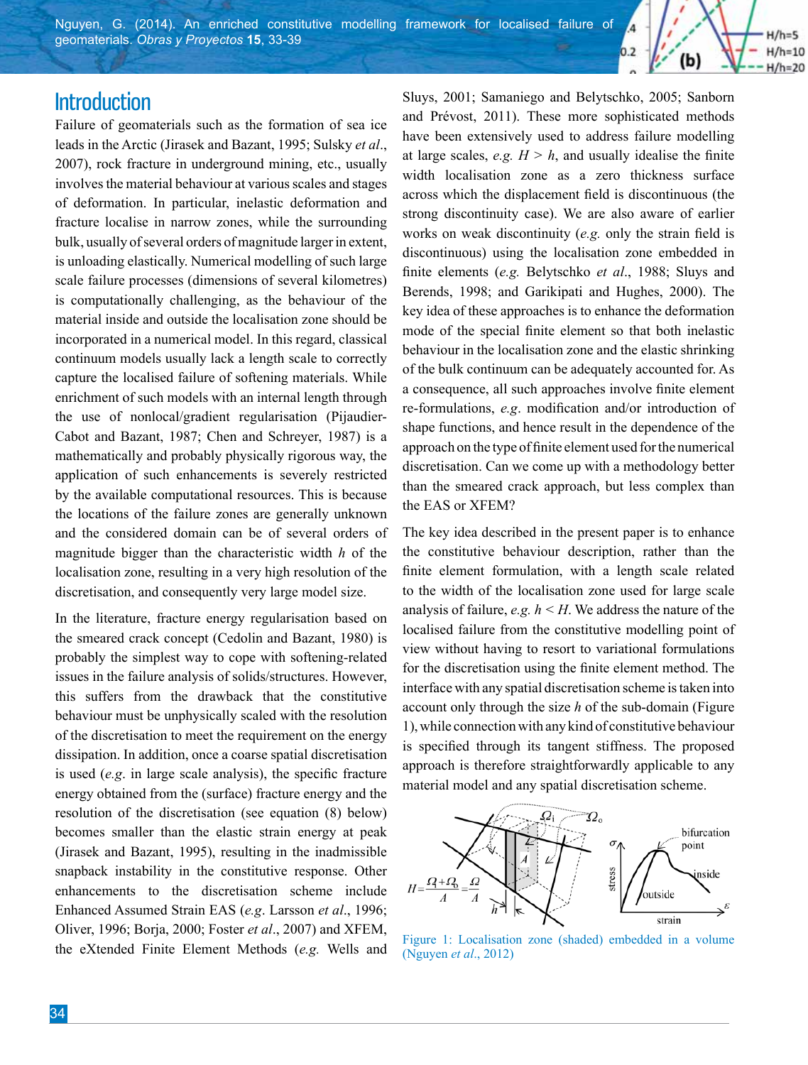## Introduction

Failure of geomaterials such as the formation of sea ice leads in the Arctic (Jirasek and Bazant, 1995; Sulsky *et al.*, 2007), rock fracture in underground mining, etc., usually involves the material behaviour at various scales and stages of deformation. In particular, inelastic deformation and fracture localise in narrow zones, while the surrounding bulk, usually of several orders of magnitude larger in extent, is unloading elastically. Numerical modelling of such large scale failure processes (dimensions of several kilometres) is computationally challenging, as the behaviour of the material inside and outside the localisation zone should be incorporated in a numerical model. In this regard, classical continuum models usually lack a length scale to correctly capture the localised failure of softening materials. While enrichment of such models with an internal length through the use of nonlocal/gradient regularisation (Pijaudier-Cabot and Bazant, 1987; Chen and Schreyer, 1987) is a mathematically and probably physically rigorous way, the application of such enhancements is severely restricted by the available computational resources. This is because the locations of the failure zones are generally unknown and the considered domain can be of several orders of magnitude bigger than the characteristic width $h$ of the localisation zone, resulting in a very high resolution of the discretisation, and consequently very large model size.

In the literature, fracture energy regularisation based on the smeared crack concept (Cedolin and Bazant, 1980) is probably the simplest way to cope with softening-related issues in the failure analysis of solids/structures. However, this suffers from the drawback that the constitutive behaviour must be unphysically scaled with the resolution of the discretisation to meet the requirement on the energy dissipation. In addition, once a coarse spatial discretisation is used (*e.g.* in large scale analysis), the specific fracture energy obtained from the (surface) fracture energy and the resolution of the discretisation (see equation (8) below) becomes smaller than the elastic strain energy at peak (Jirasek and Bazant, 1995), resulting in the inadmissible snapback instability in the constitutive response. Other enhancements to the discretisation scheme include Enhanced Assumed Strain EAS (*e.g.* Larsson *et al.*, 1996; Oliver, 1996; Borja, 2000; Foster *et al.*, 2007) and XFEM, the eXtended Finite Element Methods (*e.g.* Wells and Sluys, 2001; Samaniego and Belytschko, 2005; Sanborn and Prévost, 2011). These more sophisticated methods have been extensively used to address failure modelling at large scales, *e.g.* $H > h$, and usually idealise the finite width localisation zone as a zero thickness surface across which the displacement field is discontinuous (the strong discontinuity case). We are also aware of earlier works on weak discontinuity (*e.g.* only the strain field is discontinuous) using the localisation zone embedded in finite elements (*e.g.* Belytschko *et al.*, 1988; Sluys and Berends, 1998; and Garikipati and Hughes, 2000). The key idea of these approaches is to enhance the deformation mode of the special finite element so that both inelastic behaviour in the localisation zone and the elastic shrinking of the bulk continuum can be adequately accounted for. As a consequence, all such approaches involve finite element re-formulations, *e.g.* modification and/or introduction of shape functions, and hence result in the dependence of the approach on the type of finite element used for the numerical discretisation. Can we come up with a methodology better than the smeared crack approach, but less complex than the EAS or XFEM?

The key idea described in the present paper is to enhance the constitutive behaviour description, rather than the finite element formulation, with a length scale related to the width of the localisation zone used for large scale analysis of failure, *e.g.* $h < H$. We address the nature of the localised failure from the constitutive modelling point of view without having to resort to variational formulations for the discretisation using the finite element method. The interface with any spatial discretisation scheme is taken into account only through the size $h$ of the sub-domain (Figure 1), while connection with any kind of constitutive behaviour is specified through its tangent stiffness. The proposed approach is therefore straightforwardly applicable to any material model and any spatial discretisation scheme.

Figure 1: Localisation zone (shaded) embedded in a volume (Nguyen *et al.*, 2012)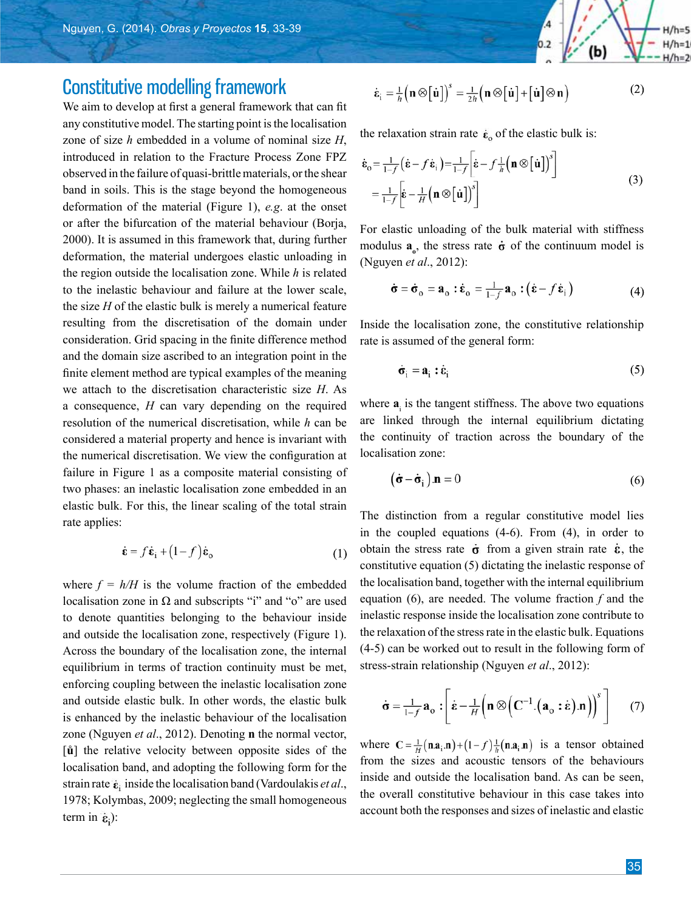## Constitutive modelling framework

We aim to develop at first a general framework that can fit any constitutive model. The starting point is the localisation zone of size $h$ embedded in a volume of nominal size $H$, introduced in relation to the Fracture Process Zone FPZ observed in the failure of quasi-brittle materials, or the shear band in soils. This is the stage beyond the homogeneous deformation of the material (Figure 1), *e.g.* at the onset or after the bifurcation of the material behaviour (Borja, 2000). It is assumed in this framework that, during further deformation, the material undergoes elastic unloading in the region outside the localisation zone. While $h$ is related to the inelastic behaviour and failure at the lower scale, the size $H$ of the elastic bulk is merely a numerical feature resulting from the discretisation of the domain under consideration. Grid spacing in the finite difference method and the domain size ascribed to an integration point in the finite element method are typical examples of the meaning we attach to the discretisation characteristic size $H$. As a consequence, $H$ can vary depending on the required resolution of the numerical discretisation, while $h$ can be considered a material property and hence is invariant with the numerical discretisation. We view the configuration at failure in Figure 1 as a composite material consisting of two phases: an inelastic localisation zone embedded in an elastic bulk. For this, the linear scaling of the total strain rate applies:

$$\dot{\boldsymbol{\varepsilon}} = f\,\dot{\boldsymbol{\varepsilon}}_{\mathrm{i}} + (1-f)\,\dot{\boldsymbol{\varepsilon}}_{\mathrm{o}} \tag{1}$$

where $f = h/H$ is the volume fraction of the embedded localisation zone in $\Omega$ and subscripts "i" and "o" are used to denote quantities belonging to the behaviour inside and outside the localisation zone, respectively (Figure 1). Across the boundary of the localisation zone, the internal equilibrium in terms of traction continuity must be met, enforcing coupling between the inelastic localisation zone and outside elastic bulk. In other words, the elastic bulk is enhanced by the inelastic behaviour of the localisation zone (Nguyen *et al*., 2012). Denoting $\mathbf{n}$ the normal vector, $[\dot{\mathbf{u}}]$ the relative velocity between opposite sides of the localisation band, and adopting the following form for the strain rate $\dot{\boldsymbol{\varepsilon}}_{\mathrm{i}}$ inside the localisation band (Vardoulakis *et al*., 1978; Kolymbas, 2009; neglecting the small homogeneous term in $\dot{\boldsymbol{\varepsilon}}_{\mathrm{i}}$):

$$\dot{\boldsymbol{\varepsilon}}_{\mathrm{i}} = \tfrac{1}{h}\left(\mathbf{n}\otimes[\dot{\mathbf{u}}]\right)^{s} = \tfrac{1}{2h}\left(\mathbf{n}\otimes[\dot{\mathbf{u}}] + [\dot{\mathbf{u}}]\otimes\mathbf{n}\right) \tag{2}$$

the relaxation strain rate $\dot{\boldsymbol{\varepsilon}}_{\mathrm{o}}$ of the elastic bulk is:

$$\begin{aligned}\dot{\boldsymbol{\varepsilon}}_{\mathrm{o}} &= \tfrac{1}{1-f}\left(\dot{\boldsymbol{\varepsilon}} - f\,\dot{\boldsymbol{\varepsilon}}_{\mathrm{i}}\right) = \tfrac{1}{1-f}\left[\dot{\boldsymbol{\varepsilon}} - f\tfrac{1}{h}\left(\mathbf{n}\otimes[\dot{\mathbf{u}}]\right)^{s}\right] \\ &= \tfrac{1}{1-f}\left[\dot{\boldsymbol{\varepsilon}} - \tfrac{1}{H}\left(\mathbf{n}\otimes[\dot{\mathbf{u}}]\right)^{s}\right]\end{aligned} \tag{3}$$

For elastic unloading of the bulk material with stiffness modulus $\mathbf{a}_{\mathrm{o}}$, the stress rate $\dot{\boldsymbol{\sigma}}$ of the continuum model is (Nguyen *et al*., 2012):

$$\dot{\boldsymbol{\sigma}} = \dot{\boldsymbol{\sigma}}_{\mathrm{o}} = \mathbf{a}_{\mathrm{o}} : \dot{\boldsymbol{\varepsilon}}_{\mathrm{o}} = \tfrac{1}{1-f}\,\mathbf{a}_{\mathrm{o}} : \left(\dot{\boldsymbol{\varepsilon}} - f\,\dot{\boldsymbol{\varepsilon}}_{\mathrm{i}}\right) \tag{4}$$

Inside the localisation zone, the constitutive relationship rate is assumed of the general form:

$$\dot{\boldsymbol{\sigma}}_{\mathrm{i}} = \mathbf{a}_{\mathrm{i}} : \dot{\boldsymbol{\varepsilon}}_{\mathrm{i}} \tag{5}$$

where $\mathbf{a}_{\mathrm{i}}$ is the tangent stiffness. The above two equations are linked through the internal equilibrium dictating the continuity of traction across the boundary of the localisation zone:

$$\left(\dot{\boldsymbol{\sigma}} - \dot{\boldsymbol{\sigma}}_{\mathrm{i}}\right).\mathbf{n} = 0 \tag{6}$$

The distinction from a regular constitutive model lies in the coupled equations (4-6). From (4), in order to obtain the stress rate $\dot{\boldsymbol{\sigma}}$ from a given strain rate $\dot{\boldsymbol{\varepsilon}}$, the constitutive equation (5) dictating the inelastic response of the localisation band, together with the internal equilibrium equation (6), are needed. The volume fraction $f$ and the inelastic response inside the localisation zone contribute to the relaxation of the stress rate in the elastic bulk. Equations (4-5) can be worked out to result in the following form of stress-strain relationship (Nguyen *et al*., 2012):

$$\dot{\boldsymbol{\sigma}} = \tfrac{1}{1-f}\,\mathbf{a}_{\mathrm{o}} : \left[\dot{\boldsymbol{\varepsilon}} - \tfrac{1}{H}\left(\mathbf{n}\otimes\left(\mathbf{C}^{-1}.\left(\mathbf{a}_{\mathrm{o}} : \dot{\boldsymbol{\varepsilon}}\right).\mathbf{n}\right)\right)^{s}\right] \tag{7}$$

where $\mathbf{C} = \tfrac{1}{H}\left(\mathbf{n}.\mathbf{a}_{\mathrm{i}}.\mathbf{n}\right) + (1-f)\tfrac{1}{h}\left(\mathbf{n}.\mathbf{a}_{\mathrm{i}}.\mathbf{n}\right)$ is a tensor obtained from the sizes and acoustic tensors of the behaviours inside and outside the localisation band. As can be seen, the overall constitutive behaviour in this case takes into account both the responses and sizes of inelastic and elastic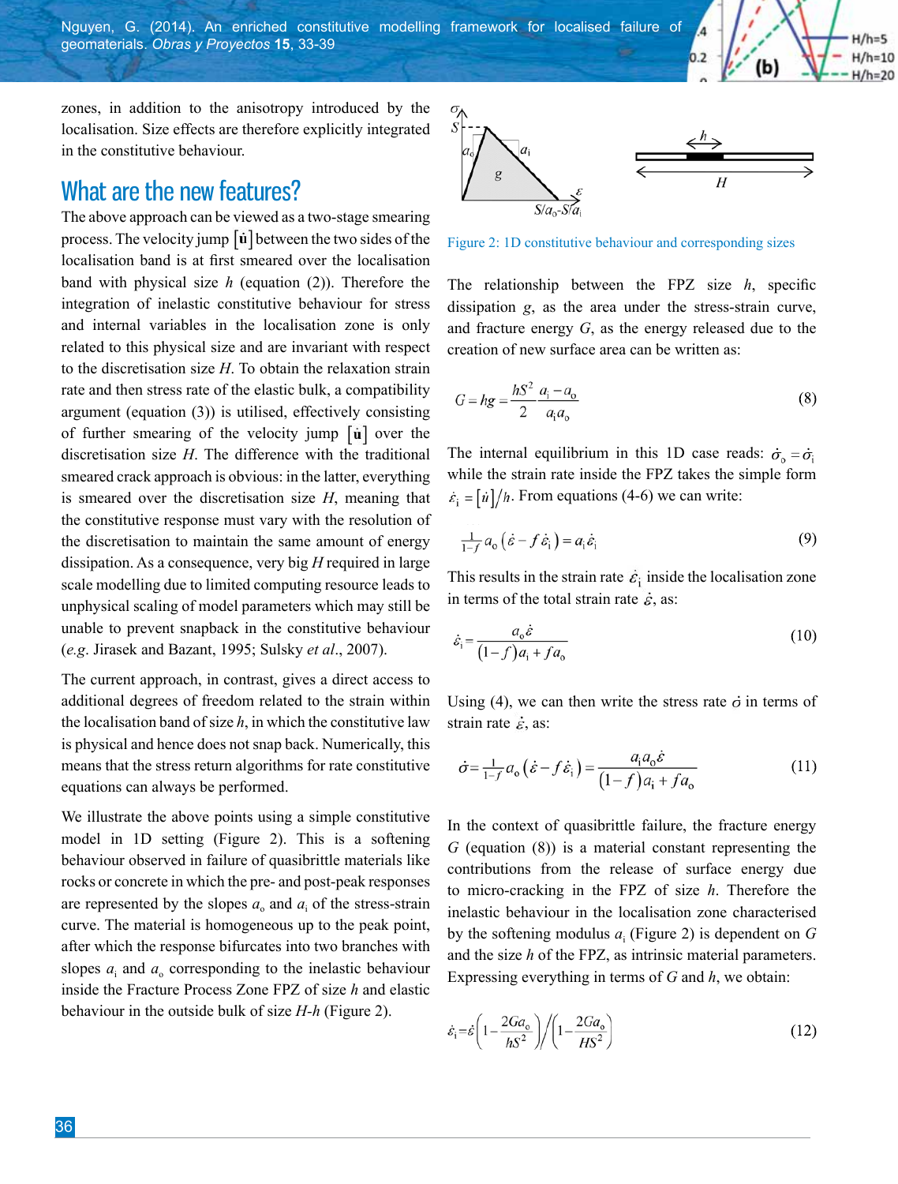zones, in addition to the anisotropy introduced by the localisation. Size effects are therefore explicitly integrated in the constitutive behaviour.

## What are the new features?

The above approach can be viewed as a two-stage smearing process. The velocity jump $[\dot{\mathbf{u}}]$ between the two sides of the localisation band is at first smeared over the localisation band with physical size $h$ (equation (2)). Therefore the integration of inelastic constitutive behaviour for stress and internal variables in the localisation zone is only related to this physical size and are invariant with respect to the discretisation size $H$. To obtain the relaxation strain rate and then stress rate of the elastic bulk, a compatibility argument (equation (3)) is utilised, effectively consisting of further smearing of the velocity jump $[\dot{\mathbf{u}}]$ over the discretisation size $H$. The difference with the traditional smeared crack approach is obvious: in the latter, everything is smeared over the discretisation size $H$, meaning that the constitutive response must vary with the resolution of the discretisation to maintain the same amount of energy dissipation. As a consequence, very big $H$ required in large scale modelling due to limited computing resource leads to unphysical scaling of model parameters which may still be unable to prevent snapback in the constitutive behaviour (*e.g.* Jirasek and Bazant, 1995; Sulsky *et al*., 2007).

The current approach, in contrast, gives a direct access to additional degrees of freedom related to the strain within the localisation band of size $h$, in which the constitutive law is physical and hence does not snap back. Numerically, this means that the stress return algorithms for rate constitutive equations can always be performed.

We illustrate the above points using a simple constitutive model in 1D setting (Figure 2). This is a softening behaviour observed in failure of quasibrittle materials like rocks or concrete in which the pre- and post-peak responses are represented by the slopes $a_o$ and $a_i$ of the stress-strain curve. The material is homogeneous up to the peak point, after which the response bifurcates into two branches with slopes $a_i$ and $a_o$ corresponding to the inelastic behaviour inside the Fracture Process Zone FPZ of size $h$ and elastic behaviour in the outside bulk of size $H$-$h$ (Figure 2).

Figure 2: 1D constitutive behaviour and corresponding sizes

The relationship between the FPZ size $h$, specific dissipation $g$, as the area under the stress-strain curve, and fracture energy $G$, as the energy released due to the creation of new surface area can be written as:

$$G = hg = \frac{hS^2}{2}\frac{a_i - a_o}{a_i a_o} \tag{8}$$

The internal equilibrium in this 1D case reads: $\dot{\sigma}_o = \dot{\sigma}_i$ while the strain rate inside the FPZ takes the simple form $\dot{\varepsilon}_i = [\dot{u}]/h$. From equations (4-6) we can write:

$$\frac{1}{1-f} a_o \left(\dot{\varepsilon} - f\dot{\varepsilon}_i\right) = a_i \dot{\varepsilon}_i \tag{9}$$

This results in the strain rate $\dot{\varepsilon}_i$ inside the localisation zone in terms of the total strain rate $\dot{\varepsilon}$, as:

$$\dot{\varepsilon}_i = \frac{a_o \dot{\varepsilon}}{(1-f)a_i + f a_o} \tag{10}$$

Using (4), we can then write the stress rate $\dot{\sigma}$ in terms of strain rate $\dot{\varepsilon}$, as:

$$\dot{\sigma} = \frac{1}{1-f} a_o \left(\dot{\varepsilon} - f\dot{\varepsilon}_i\right) = \frac{a_i a_o \dot{\varepsilon}}{(1-f)a_i + f a_o} \tag{11}$$

In the context of quasibrittle failure, the fracture energy $G$ (equation (8)) is a material constant representing the contributions from the release of surface energy due to micro-cracking in the FPZ of size $h$. Therefore the inelastic behaviour in the localisation zone characterised by the softening modulus $a_i$ (Figure 2) is dependent on $G$ and the size $h$ of the FPZ, as intrinsic material parameters. Expressing everything in terms of $G$ and $h$, we obtain:

$$\dot{\varepsilon}_i = \dot{\varepsilon}\left(1 - \frac{2Ga_o}{hS^2}\right) \Big/ \left(1 - \frac{2Ga_o}{HS^2}\right) \tag{12}$$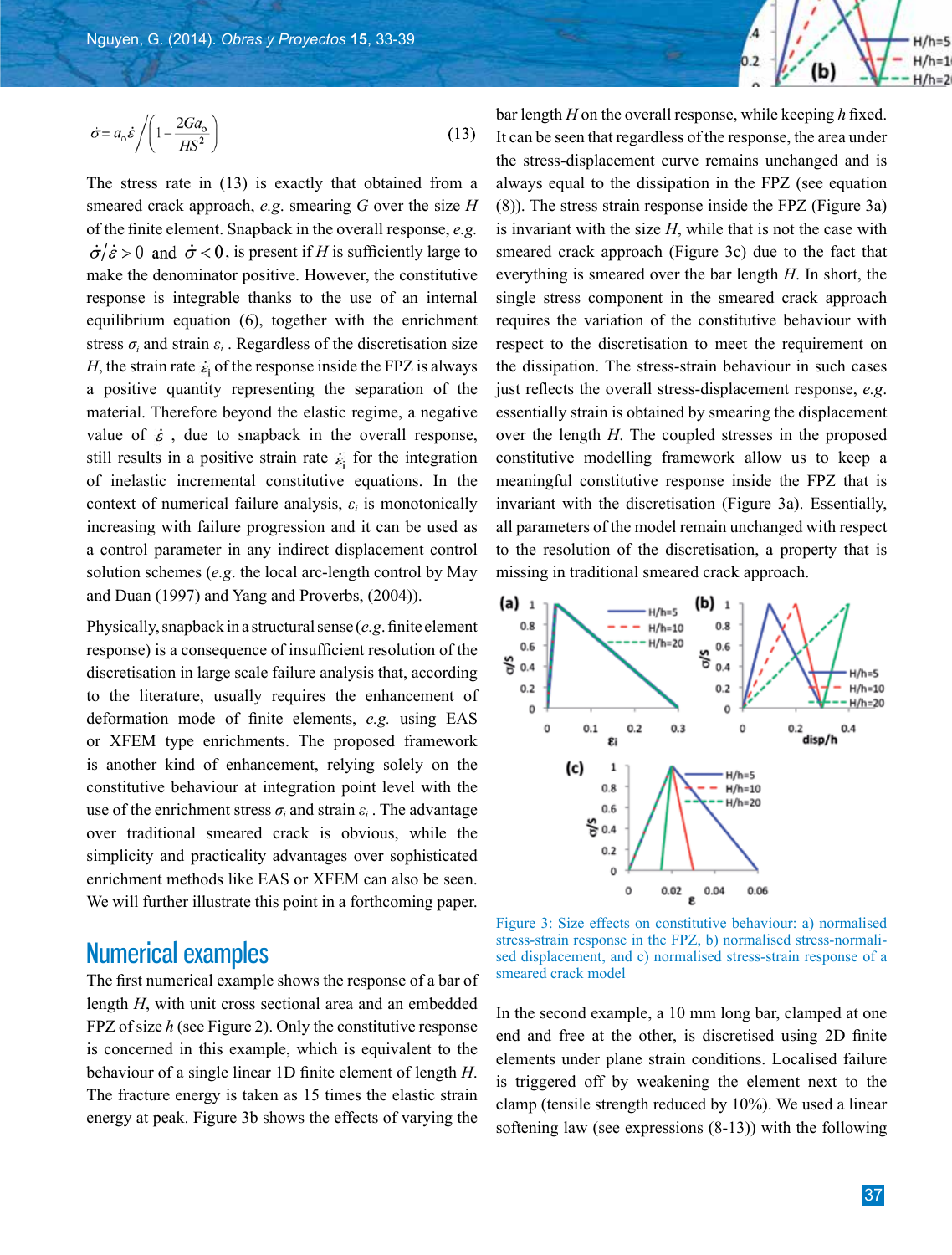$$\dot{\sigma} = a_o \dot{\varepsilon} \bigg/ \left(1 - \frac{2Ga_o}{HS^2}\right) \qquad (13)$$

The stress rate in (13) is exactly that obtained from a smeared crack approach, *e.g.* smearing $G$ over the size $H$ of the finite element. Snapback in the overall response, *e.g.* $\dot{\sigma}/\dot{\varepsilon} > 0$ and $\dot{\sigma} < 0$, is present if $H$ is sufficiently large to make the denominator positive. However, the constitutive response is integrable thanks to the use of an internal equilibrium equation (6), together with the enrichment stress $\sigma_i$ and strain $\varepsilon_i$. Regardless of the discretisation size $H$, the strain rate $\dot{\varepsilon}_i$ of the response inside the FPZ is always a positive quantity representing the separation of the material. Therefore beyond the elastic regime, a negative value of $\dot{\varepsilon}$, due to snapback in the overall response, still results in a positive strain rate $\dot{\varepsilon}_i$ for the integration of inelastic incremental constitutive equations. In the context of numerical failure analysis, $\varepsilon_i$ is monotonically increasing with failure progression and it can be used as a control parameter in any indirect displacement control solution schemes (*e.g.* the local arc-length control by May and Duan (1997) and Yang and Proverbs, (2004)).

Physically, snapback in a structural sense (*e.g.* finite element response) is a consequence of insufficient resolution of the discretisation in large scale failure analysis that, according to the literature, usually requires the enhancement of deformation mode of finite elements, *e.g.* using EAS or XFEM type enrichments. The proposed framework is another kind of enhancement, relying solely on the constitutive behaviour at integration point level with the use of the enrichment stress $\sigma_i$ and strain $\varepsilon_i$. The advantage over traditional smeared crack is obvious, while the simplicity and practicality advantages over sophisticated enrichment methods like EAS or XFEM can also be seen. We will further illustrate this point in a forthcoming paper.

## Numerical examples

The first numerical example shows the response of a bar of length $H$, with unit cross sectional area and an embedded FPZ of size $h$ (see Figure 2). Only the constitutive response is concerned in this example, which is equivalent to the behaviour of a single linear 1D finite element of length $H$. The fracture energy is taken as 15 times the elastic strain energy at peak. Figure 3b shows the effects of varying the bar length $H$ on the overall response, while keeping $h$ fixed. It can be seen that regardless of the response, the area under the stress-displacement curve remains unchanged and is always equal to the dissipation in the FPZ (see equation (8)). The stress strain response inside the FPZ (Figure 3a) is invariant with the size $H$, while that is not the case with smeared crack approach (Figure 3c) due to the fact that everything is smeared over the bar length $H$. In short, the single stress component in the smeared crack approach requires the variation of the constitutive behaviour with respect to the discretisation to meet the requirement on the dissipation. The stress-strain behaviour in such cases just reflects the overall stress-displacement response, *e.g.* essentially strain is obtained by smearing the displacement over the length $H$. The coupled stresses in the proposed constitutive modelling framework allow us to keep a meaningful constitutive response inside the FPZ that is invariant with the discretisation (Figure 3a). Essentially, all parameters of the model remain unchanged with respect to the resolution of the discretisation, a property that is missing in traditional smeared crack approach.

Figure 3: Size effects on constitutive behaviour: a) normalised stress-strain response in the FPZ, b) normalised stress-normalised displacement, and c) normalised stress-strain response of a smeared crack model

In the second example, a 10 mm long bar, clamped at one end and free at the other, is discretised using 2D finite elements under plane strain conditions. Localised failure is triggered off by weakening the element next to the clamp (tensile strength reduced by 10%). We used a linear softening law (see expressions (8-13)) with the following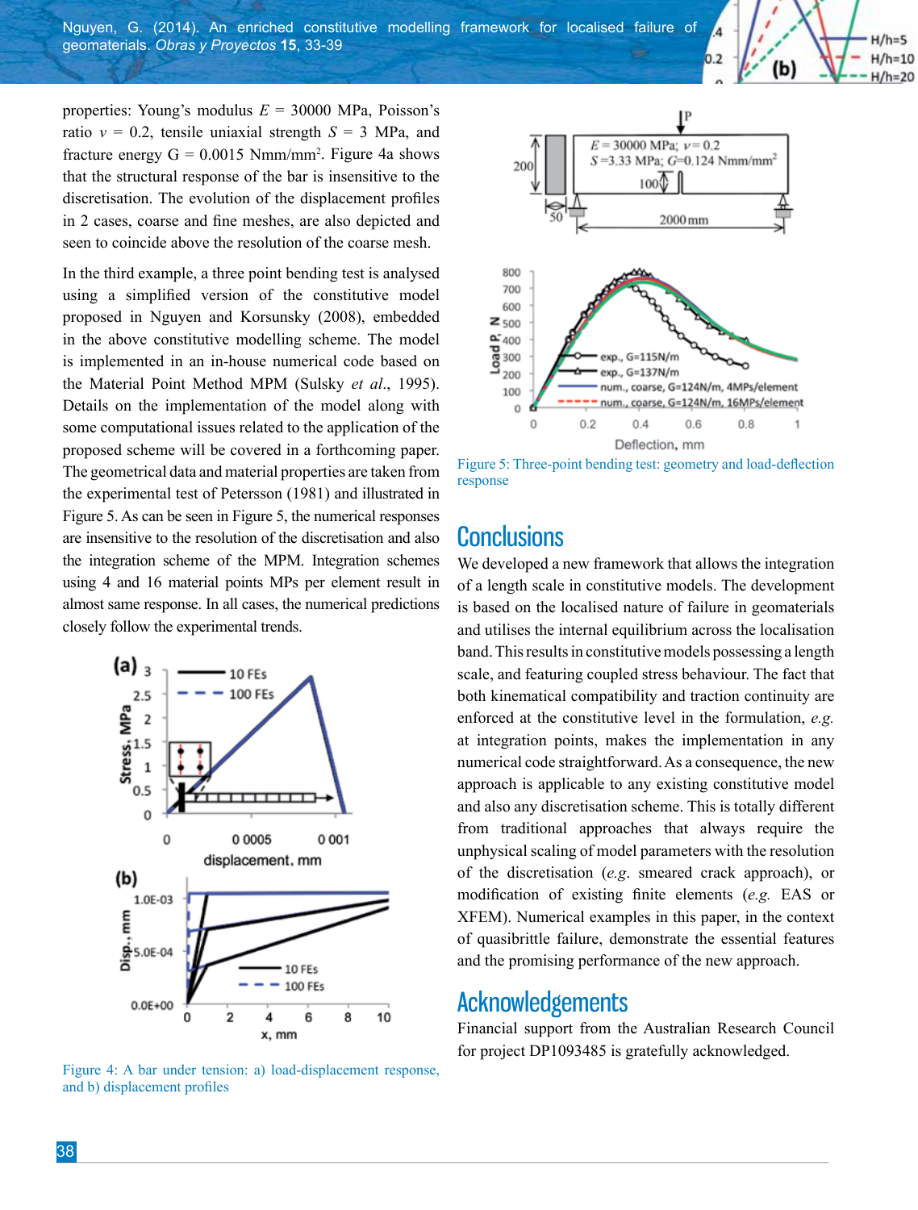properties: Young's modulus $E$ = 30000 MPa, Poisson's ratio $\nu$ = 0.2, tensile uniaxial strength $S$ = 3 MPa, and fracture energy G = 0.0015 Nmm/mm². Figure 4a shows that the structural response of the bar is insensitive to the discretisation. The evolution of the displacement profiles in 2 cases, coarse and fine meshes, are also depicted and seen to coincide above the resolution of the coarse mesh.

In the third example, a three point bending test is analysed using a simplified version of the constitutive model proposed in Nguyen and Korsunsky (2008), embedded in the above constitutive modelling scheme. The model is implemented in an in-house numerical code based on the Material Point Method MPM (Sulsky *et al*., 1995). Details on the implementation of the model along with some computational issues related to the application of the proposed scheme will be covered in a forthcoming paper. The geometrical data and material properties are taken from the experimental test of Petersson (1981) and illustrated in Figure 5. As can be seen in Figure 5, the numerical responses are insensitive to the resolution of the discretisation and also the integration scheme of the MPM. Integration schemes using 4 and 16 material points MPs per element result in almost same response. In all cases, the numerical predictions closely follow the experimental trends.

Figure 4: A bar under tension: a) load-displacement response, and b) displacement profiles

Figure 5: Three-point bending test: geometry and load-deflection response

## Conclusions

We developed a new framework that allows the integration of a length scale in constitutive models. The development is based on the localised nature of failure in geomaterials and utilises the internal equilibrium across the localisation band. This results in constitutive models possessing a length scale, and featuring coupled stress behaviour. The fact that both kinematical compatibility and traction continuity are enforced at the constitutive level in the formulation, *e.g.* at integration points, makes the implementation in any numerical code straightforward. As a consequence, the new approach is applicable to any existing constitutive model and also any discretisation scheme. This is totally different from traditional approaches that always require the unphysical scaling of model parameters with the resolution of the discretisation (*e.g.* smeared crack approach), or modification of existing finite elements (*e.g.* EAS or XFEM). Numerical examples in this paper, in the context of quasibrittle failure, demonstrate the essential features and the promising performance of the new approach.

## Acknowledgements

Financial support from the Australian Research Council for project DP1093485 is gratefully acknowledged.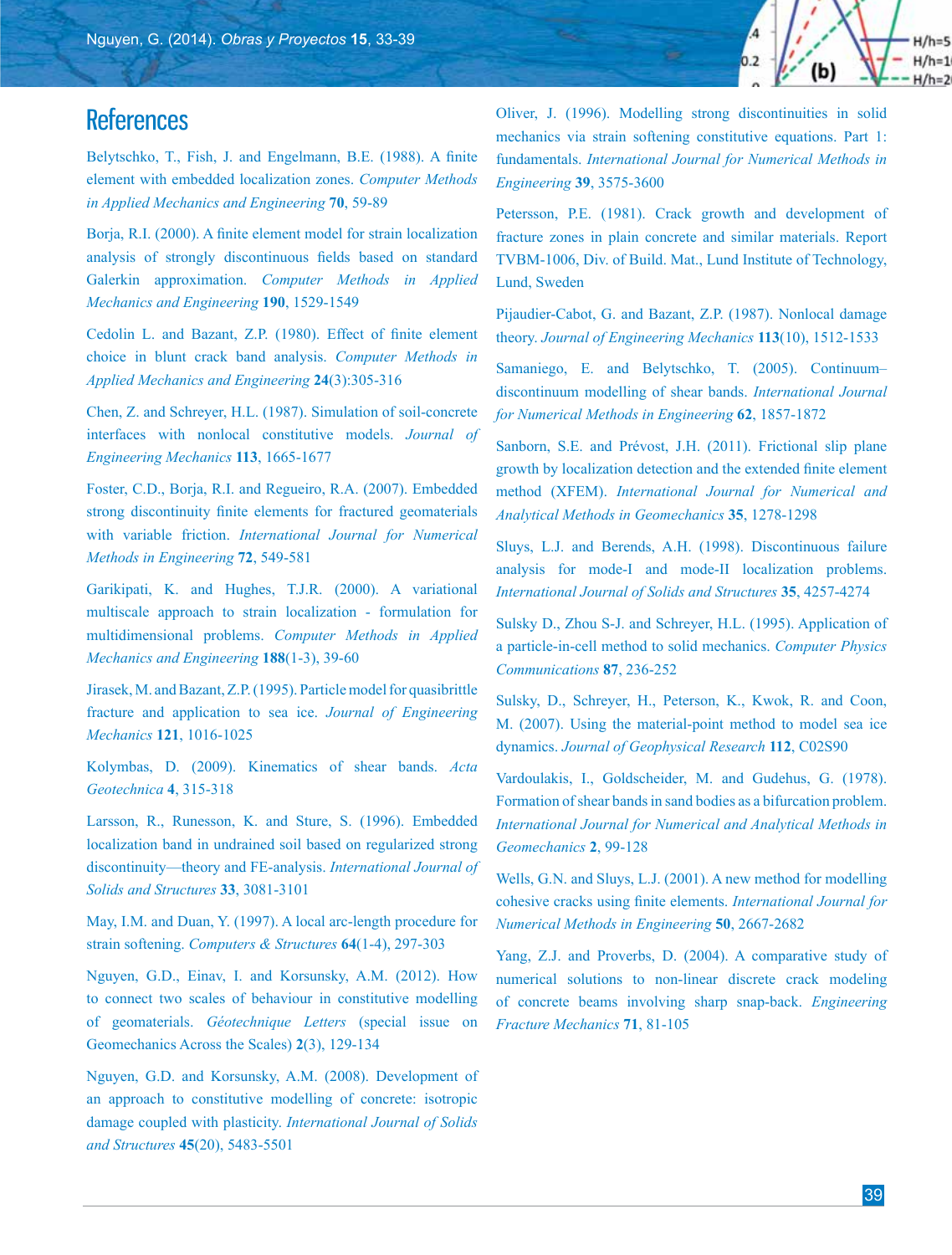# References

Belytschko, T., Fish, J. and Engelmann, B.E. (1988). A finite element with embedded localization zones. *Computer Methods in Applied Mechanics and Engineering* **70**, 59-89

Borja, R.I. (2000). A finite element model for strain localization analysis of strongly discontinuous fields based on standard Galerkin approximation. *Computer Methods in Applied Mechanics and Engineering* **190**, 1529-1549

Cedolin L. and Bazant, Z.P. (1980). Effect of finite element choice in blunt crack band analysis. *Computer Methods in Applied Mechanics and Engineering* **24**(3):305-316

Chen, Z. and Schreyer, H.L. (1987). Simulation of soil-concrete interfaces with nonlocal constitutive models. *Journal of Engineering Mechanics* **113**, 1665-1677

Foster, C.D., Borja, R.I. and Regueiro, R.A. (2007). Embedded strong discontinuity finite elements for fractured geomaterials with variable friction. *International Journal for Numerical Methods in Engineering* **72**, 549-581

Garikipati, K. and Hughes, T.J.R. (2000). A variational multiscale approach to strain localization - formulation for multidimensional problems. *Computer Methods in Applied Mechanics and Engineering* **188**(1-3), 39-60

Jirasek, M. and Bazant, Z.P. (1995). Particle model for quasibrittle fracture and application to sea ice. *Journal of Engineering Mechanics* **121**, 1016-1025

Kolymbas, D. (2009). Kinematics of shear bands. *Acta Geotechnica* **4**, 315-318

Larsson, R., Runesson, K. and Sture, S. (1996). Embedded localization band in undrained soil based on regularized strong discontinuity—theory and FE-analysis. *International Journal of Solids and Structures* **33**, 3081-3101

May, I.M. and Duan, Y. (1997). A local arc-length procedure for strain softening. *Computers & Structures* **64**(1-4), 297-303

Nguyen, G.D., Einav, I. and Korsunsky, A.M. (2012). How to connect two scales of behaviour in constitutive modelling of geomaterials. *Géotechnique Letters* (special issue on Geomechanics Across the Scales) **2**(3), 129-134

Nguyen, G.D. and Korsunsky, A.M. (2008). Development of an approach to constitutive modelling of concrete: isotropic damage coupled with plasticity. *International Journal of Solids and Structures* **45**(20), 5483-5501

Oliver, J. (1996). Modelling strong discontinuities in solid mechanics via strain softening constitutive equations. Part 1: fundamentals. *International Journal for Numerical Methods in Engineering* **39**, 3575-3600

Petersson, P.E. (1981). Crack growth and development of fracture zones in plain concrete and similar materials. Report TVBM-1006, Div. of Build. Mat., Lund Institute of Technology, Lund, Sweden

Pijaudier-Cabot, G. and Bazant, Z.P. (1987). Nonlocal damage theory. *Journal of Engineering Mechanics* **113**(10), 1512-1533

Samaniego, E. and Belytschko, T. (2005). Continuum–discontinuum modelling of shear bands. *International Journal for Numerical Methods in Engineering* **62**, 1857-1872

Sanborn, S.E. and Prévost, J.H. (2011). Frictional slip plane growth by localization detection and the extended finite element method (XFEM). *International Journal for Numerical and Analytical Methods in Geomechanics* **35**, 1278-1298

Sluys, L.J. and Berends, A.H. (1998). Discontinuous failure analysis for mode-I and mode-II localization problems. *International Journal of Solids and Structures* **35**, 4257-4274

Sulsky D., Zhou S-J. and Schreyer, H.L. (1995). Application of a particle-in-cell method to solid mechanics. *Computer Physics Communications* **87**, 236-252

Sulsky, D., Schreyer, H., Peterson, K., Kwok, R. and Coon, M. (2007). Using the material-point method to model sea ice dynamics. *Journal of Geophysical Research* **112**, C02S90

Vardoulakis, I., Goldscheider, M. and Gudehus, G. (1978). Formation of shear bands in sand bodies as a bifurcation problem. *International Journal for Numerical and Analytical Methods in Geomechanics* **2**, 99-128

Wells, G.N. and Sluys, L.J. (2001). A new method for modelling cohesive cracks using finite elements. *International Journal for Numerical Methods in Engineering* **50**, 2667-2682

Yang, Z.J. and Proverbs, D. (2004). A comparative study of numerical solutions to non-linear discrete crack modeling of concrete beams involving sharp snap-back. *Engineering Fracture Mechanics* **71**, 81-105